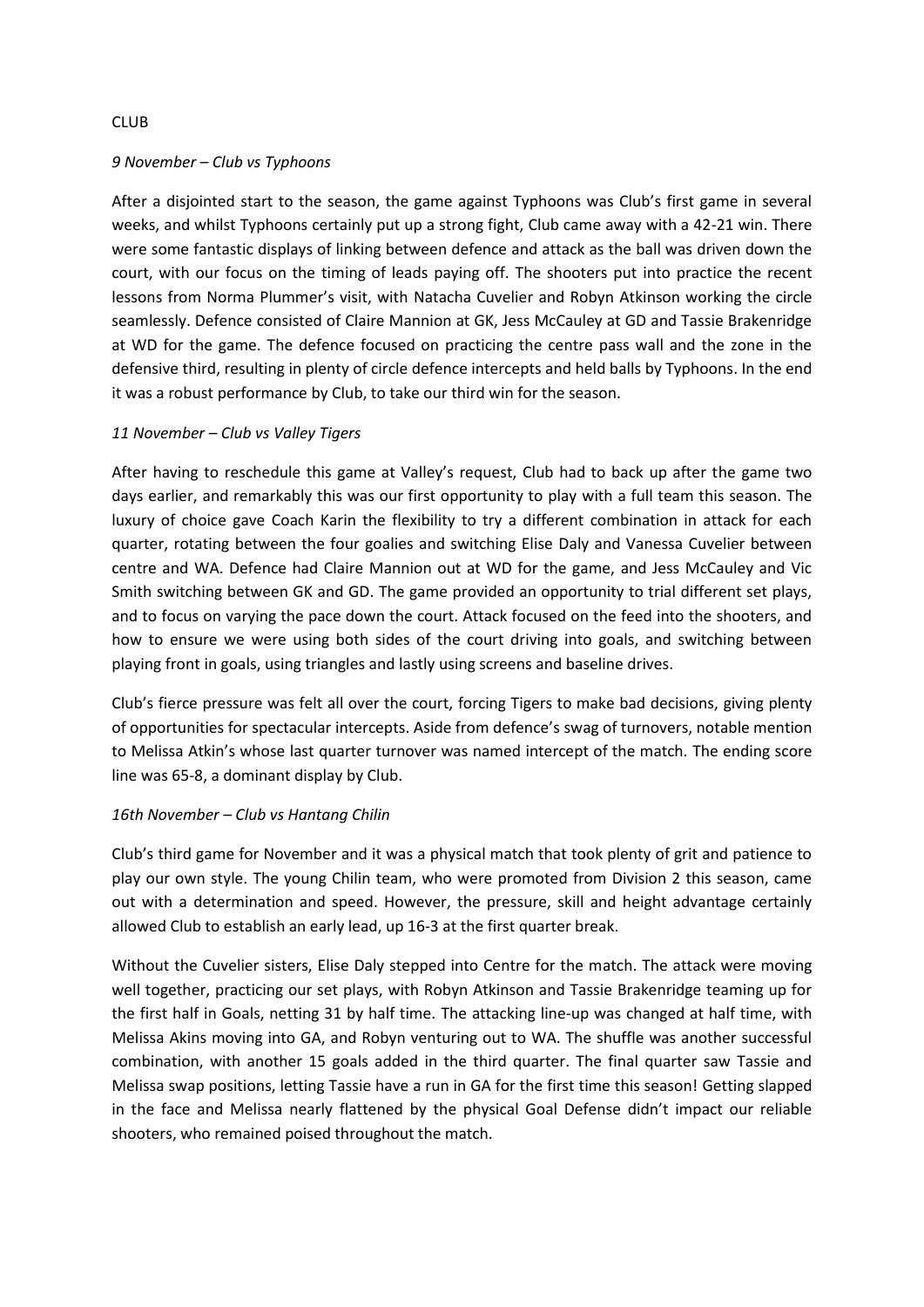CLUB

*9 November – Club vs Typhoons*

After a disjointed start to the season, the game against Typhoons was Club's first game in several weeks, and whilst Typhoons certainly put up a strong fight, Club came away with a 42-21 win. There were some fantastic displays of linking between defence and attack as the ball was driven down the court, with our focus on the timing of leads paying off. The shooters put into practice the recent lessons from Norma Plummer's visit, with Natacha Cuvelier and Robyn Atkinson working the circle seamlessly. Defence consisted of Claire Mannion at GK, Jess McCauley at GD and Tassie Brakenridge at WD for the game. The defence focused on practicing the centre pass wall and the zone in the defensive third, resulting in plenty of circle defence intercepts and held balls by Typhoons. In the end it was a robust performance by Club, to take our third win for the season.

*11 November – Club vs Valley Tigers*

After having to reschedule this game at Valley's request, Club had to back up after the game two days earlier, and remarkably this was our first opportunity to play with a full team this season. The luxury of choice gave Coach Karin the flexibility to try a different combination in attack for each quarter, rotating between the four goalies and switching Elise Daly and Vanessa Cuvelier between centre and WA. Defence had Claire Mannion out at WD for the game, and Jess McCauley and Vic Smith switching between GK and GD. The game provided an opportunity to trial different set plays, and to focus on varying the pace down the court. Attack focused on the feed into the shooters, and how to ensure we were using both sides of the court driving into goals, and switching between playing front in goals, using triangles and lastly using screens and baseline drives.

Club's fierce pressure was felt all over the court, forcing Tigers to make bad decisions, giving plenty of opportunities for spectacular intercepts. Aside from defence's swag of turnovers, notable mention to Melissa Atkin's whose last quarter turnover was named intercept of the match. The ending score line was 65-8, a dominant display by Club.

*16th November – Club vs Hantang Chilin*

Club's third game for November and it was a physical match that took plenty of grit and patience to play our own style. The young Chilin team, who were promoted from Division 2 this season, came out with a determination and speed. However, the pressure, skill and height advantage certainly allowed Club to establish an early lead, up 16-3 at the first quarter break.

Without the Cuvelier sisters, Elise Daly stepped into Centre for the match. The attack were moving well together, practicing our set plays, with Robyn Atkinson and Tassie Brakenridge teaming up for the first half in Goals, netting 31 by half time. The attacking line-up was changed at half time, with Melissa Akins moving into GA, and Robyn venturing out to WA. The shuffle was another successful combination, with another 15 goals added in the third quarter. The final quarter saw Tassie and Melissa swap positions, letting Tassie have a run in GA for the first time this season! Getting slapped in the face and Melissa nearly flattened by the physical Goal Defense didn't impact our reliable shooters, who remained poised throughout the match.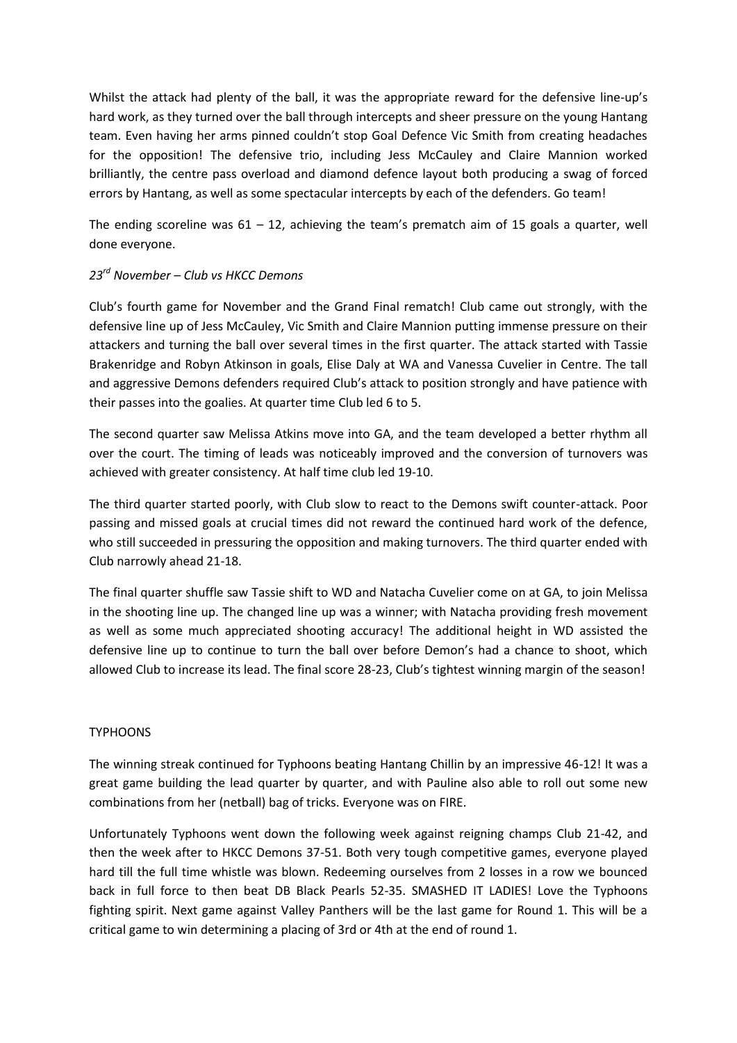Whilst the attack had plenty of the ball, it was the appropriate reward for the defensive line-up's hard work, as they turned over the ball through intercepts and sheer pressure on the young Hantang team. Even having her arms pinned couldn't stop Goal Defence Vic Smith from creating headaches for the opposition! The defensive trio, including Jess McCauley and Claire Mannion worked brilliantly, the centre pass overload and diamond defence layout both producing a swag of forced errors by Hantang, as well as some spectacular intercepts by each of the defenders. Go team!

The ending scoreline was 61 – 12, achieving the team's prematch aim of 15 goals a quarter, well done everyone.

*23rd November – Club vs HKCC Demons*

Club's fourth game for November and the Grand Final rematch! Club came out strongly, with the defensive line up of Jess McCauley, Vic Smith and Claire Mannion putting immense pressure on their attackers and turning the ball over several times in the first quarter. The attack started with Tassie Brakenridge and Robyn Atkinson in goals, Elise Daly at WA and Vanessa Cuvelier in Centre. The tall and aggressive Demons defenders required Club's attack to position strongly and have patience with their passes into the goalies. At quarter time Club led 6 to 5.

The second quarter saw Melissa Atkins move into GA, and the team developed a better rhythm all over the court. The timing of leads was noticeably improved and the conversion of turnovers was achieved with greater consistency. At half time club led 19-10.

The third quarter started poorly, with Club slow to react to the Demons swift counter-attack. Poor passing and missed goals at crucial times did not reward the continued hard work of the defence, who still succeeded in pressuring the opposition and making turnovers. The third quarter ended with Club narrowly ahead 21-18.

The final quarter shuffle saw Tassie shift to WD and Natacha Cuvelier come on at GA, to join Melissa in the shooting line up. The changed line up was a winner; with Natacha providing fresh movement as well as some much appreciated shooting accuracy! The additional height in WD assisted the defensive line up to continue to turn the ball over before Demon's had a chance to shoot, which allowed Club to increase its lead. The final score 28-23, Club's tightest winning margin of the season!

TYPHOONS

The winning streak continued for Typhoons beating Hantang Chillin by an impressive 46-12! It was a great game building the lead quarter by quarter, and with Pauline also able to roll out some new combinations from her (netball) bag of tricks. Everyone was on FIRE.

Unfortunately Typhoons went down the following week against reigning champs Club 21-42, and then the week after to HKCC Demons 37-51. Both very tough competitive games, everyone played hard till the full time whistle was blown. Redeeming ourselves from 2 losses in a row we bounced back in full force to then beat DB Black Pearls 52-35. SMASHED IT LADIES! Love the Typhoons fighting spirit. Next game against Valley Panthers will be the last game for Round 1. This will be a critical game to win determining a placing of 3rd or 4th at the end of round 1.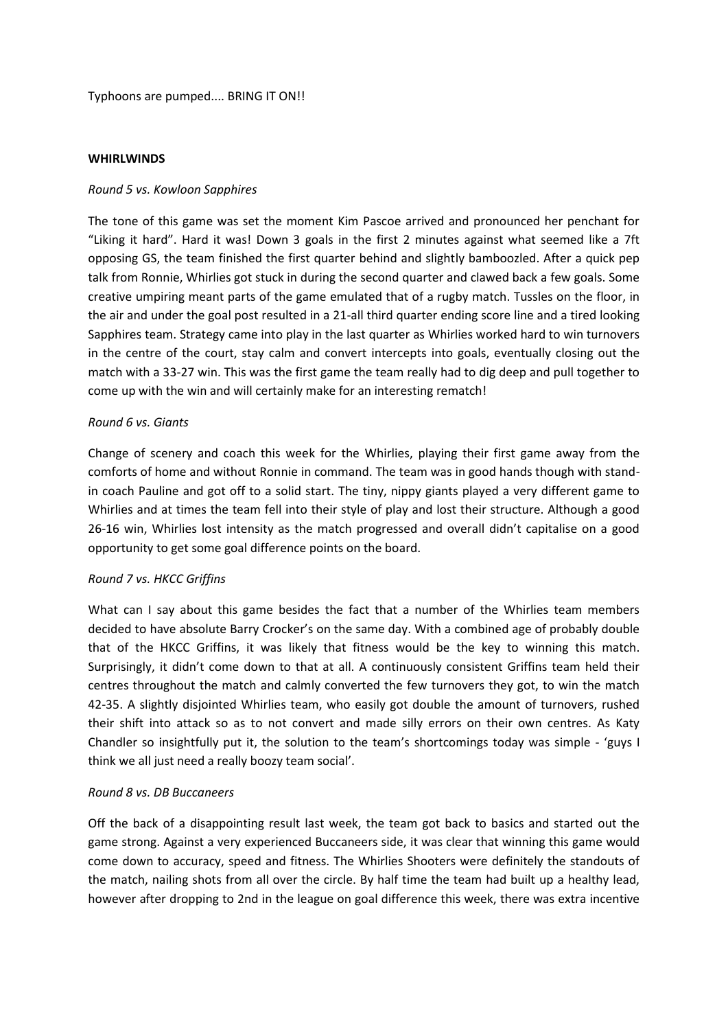Typhoons are pumped.... BRING IT ON!!

**WHIRLWINDS**

*Round 5 vs. Kowloon Sapphires*

The tone of this game was set the moment Kim Pascoe arrived and pronounced her penchant for "Liking it hard". Hard it was! Down 3 goals in the first 2 minutes against what seemed like a 7ft opposing GS, the team finished the first quarter behind and slightly bamboozled. After a quick pep talk from Ronnie, Whirlies got stuck in during the second quarter and clawed back a few goals. Some creative umpiring meant parts of the game emulated that of a rugby match. Tussles on the floor, in the air and under the goal post resulted in a 21-all third quarter ending score line and a tired looking Sapphires team. Strategy came into play in the last quarter as Whirlies worked hard to win turnovers in the centre of the court, stay calm and convert intercepts into goals, eventually closing out the match with a 33-27 win. This was the first game the team really had to dig deep and pull together to come up with the win and will certainly make for an interesting rematch!

*Round 6 vs. Giants*

Change of scenery and coach this week for the Whirlies, playing their first game away from the comforts of home and without Ronnie in command. The team was in good hands though with stand-in coach Pauline and got off to a solid start. The tiny, nippy giants played a very different game to Whirlies and at times the team fell into their style of play and lost their structure. Although a good 26-16 win, Whirlies lost intensity as the match progressed and overall didn't capitalise on a good opportunity to get some goal difference points on the board.

*Round 7 vs. HKCC Griffins*

What can I say about this game besides the fact that a number of the Whirlies team members decided to have absolute Barry Crocker's on the same day. With a combined age of probably double that of the HKCC Griffins, it was likely that fitness would be the key to winning this match. Surprisingly, it didn't come down to that at all. A continuously consistent Griffins team held their centres throughout the match and calmly converted the few turnovers they got, to win the match 42-35. A slightly disjointed Whirlies team, who easily got double the amount of turnovers, rushed their shift into attack so as to not convert and made silly errors on their own centres. As Katy Chandler so insightfully put it, the solution to the team's shortcomings today was simple - 'guys I think we all just need a really boozy team social'.

*Round 8 vs. DB Buccaneers*

Off the back of a disappointing result last week, the team got back to basics and started out the game strong. Against a very experienced Buccaneers side, it was clear that winning this game would come down to accuracy, speed and fitness. The Whirlies Shooters were definitely the standouts of the match, nailing shots from all over the circle. By half time the team had built up a healthy lead, however after dropping to 2nd in the league on goal difference this week, there was extra incentive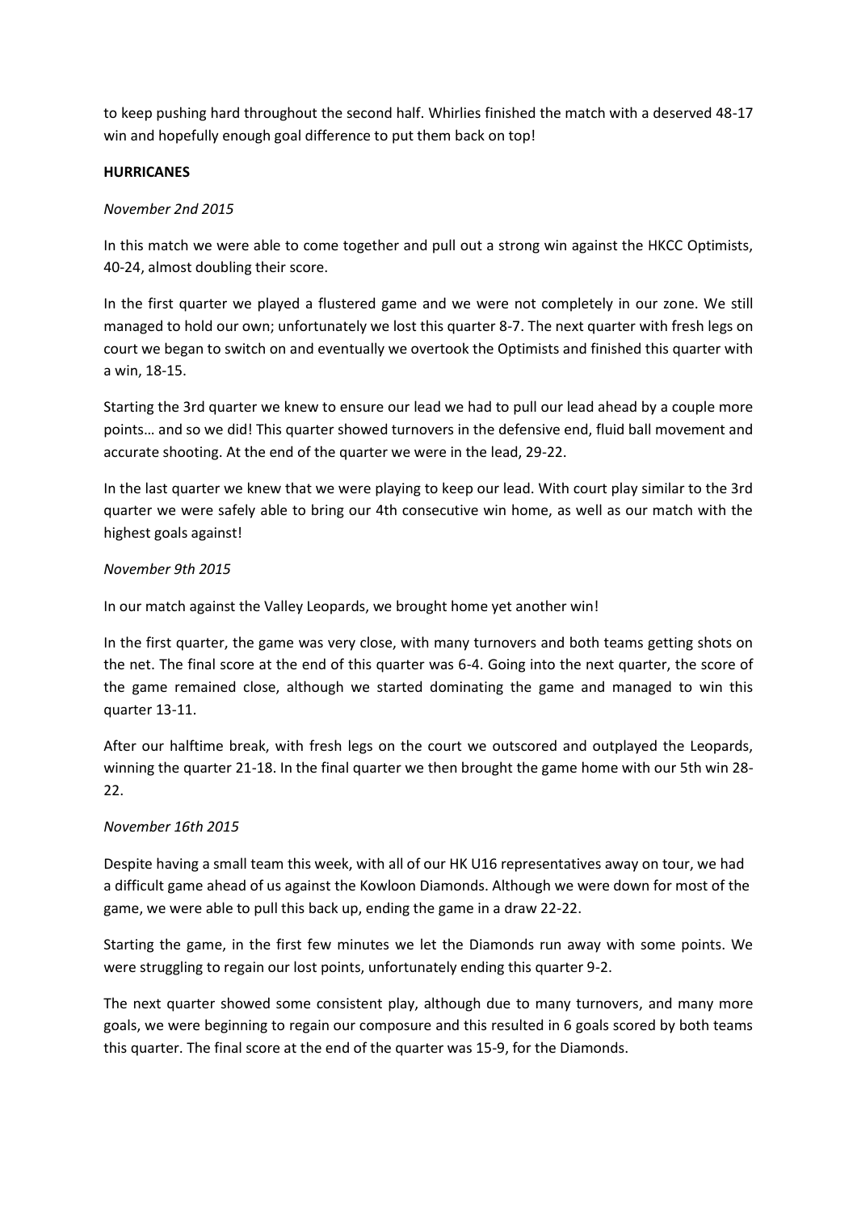to keep pushing hard throughout the second half. Whirlies finished the match with a deserved 48-17 win and hopefully enough goal difference to put them back on top!

**HURRICANES**

*November 2nd 2015*

In this match we were able to come together and pull out a strong win against the HKCC Optimists, 40-24, almost doubling their score.

In the first quarter we played a flustered game and we were not completely in our zone. We still managed to hold our own; unfortunately we lost this quarter 8-7. The next quarter with fresh legs on court we began to switch on and eventually we overtook the Optimists and finished this quarter with a win, 18-15.

Starting the 3rd quarter we knew to ensure our lead we had to pull our lead ahead by a couple more points… and so we did! This quarter showed turnovers in the defensive end, fluid ball movement and accurate shooting. At the end of the quarter we were in the lead, 29-22.

In the last quarter we knew that we were playing to keep our lead. With court play similar to the 3rd quarter we were safely able to bring our 4th consecutive win home, as well as our match with the highest goals against!

*November 9th 2015*

In our match against the Valley Leopards, we brought home yet another win!

In the first quarter, the game was very close, with many turnovers and both teams getting shots on the net. The final score at the end of this quarter was 6-4. Going into the next quarter, the score of the game remained close, although we started dominating the game and managed to win this quarter 13-11.

After our halftime break, with fresh legs on the court we outscored and outplayed the Leopards, winning the quarter 21-18. In the final quarter we then brought the game home with our 5th win 28-22.

*November 16th 2015*

Despite having a small team this week, with all of our HK U16 representatives away on tour, we had a difficult game ahead of us against the Kowloon Diamonds. Although we were down for most of the game, we were able to pull this back up, ending the game in a draw 22-22.

Starting the game, in the first few minutes we let the Diamonds run away with some points. We were struggling to regain our lost points, unfortunately ending this quarter 9-2.

The next quarter showed some consistent play, although due to many turnovers, and many more goals, we were beginning to regain our composure and this resulted in 6 goals scored by both teams this quarter. The final score at the end of the quarter was 15-9, for the Diamonds.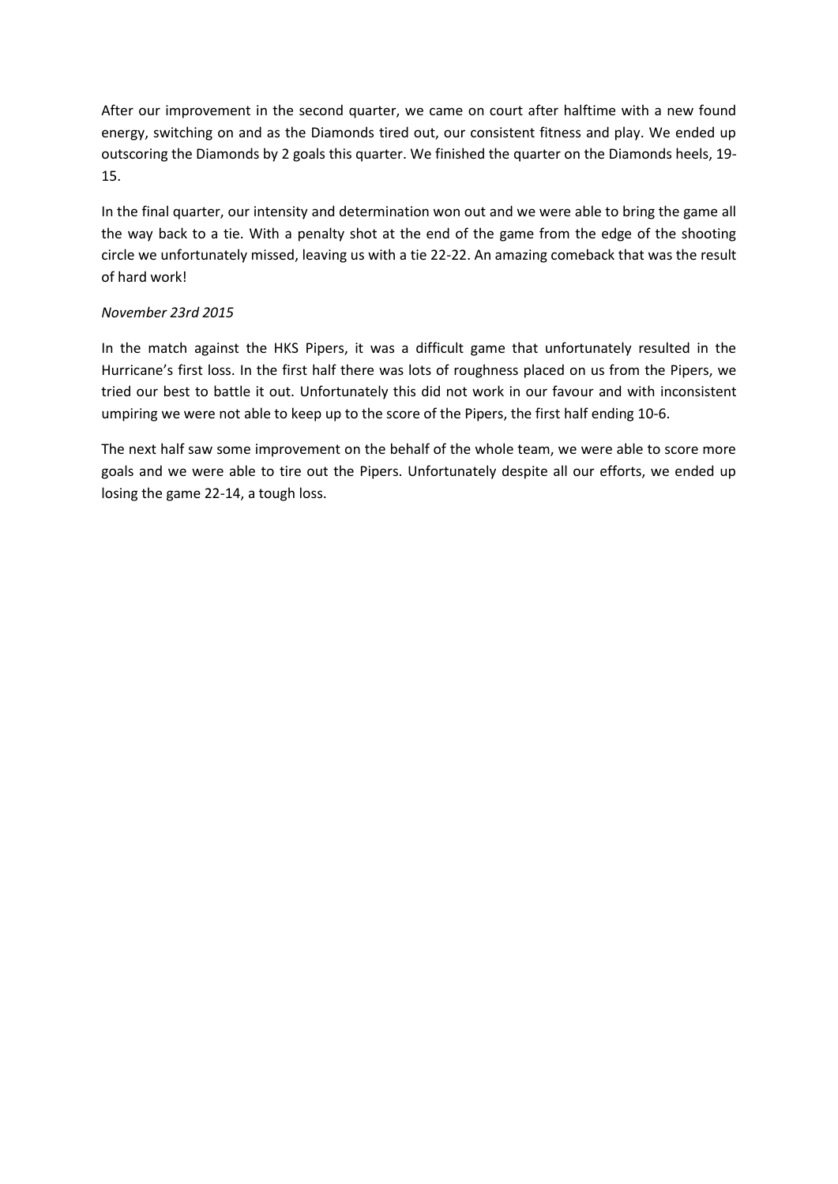After our improvement in the second quarter, we came on court after halftime with a new found energy, switching on and as the Diamonds tired out, our consistent fitness and play. We ended up outscoring the Diamonds by 2 goals this quarter. We finished the quarter on the Diamonds heels, 19-15.

In the final quarter, our intensity and determination won out and we were able to bring the game all the way back to a tie. With a penalty shot at the end of the game from the edge of the shooting circle we unfortunately missed, leaving us with a tie 22-22. An amazing comeback that was the result of hard work!

*November 23rd 2015*

In the match against the HKS Pipers, it was a difficult game that unfortunately resulted in the Hurricane's first loss. In the first half there was lots of roughness placed on us from the Pipers, we tried our best to battle it out. Unfortunately this did not work in our favour and with inconsistent umpiring we were not able to keep up to the score of the Pipers, the first half ending 10-6.

The next half saw some improvement on the behalf of the whole team, we were able to score more goals and we were able to tire out the Pipers. Unfortunately despite all our efforts, we ended up losing the game 22-14, a tough loss.